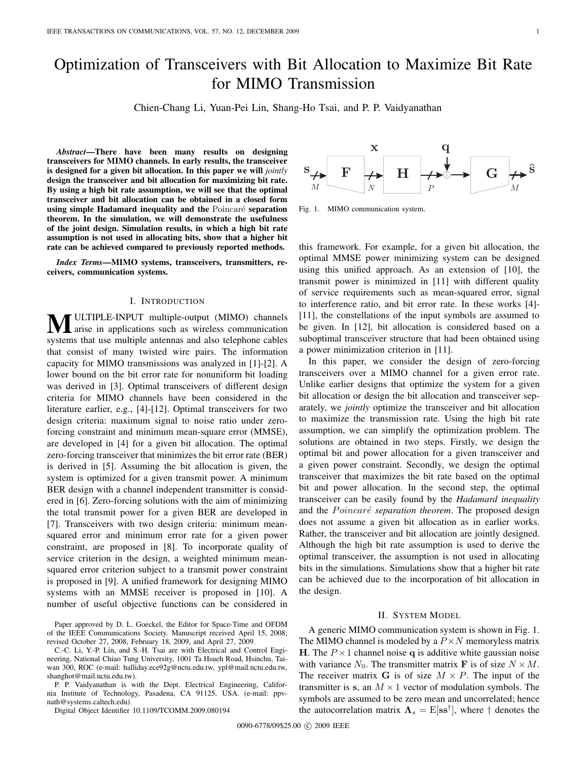# Optimization of Transceivers with Bit Allocation to Maximize Bit Rate for MIMO Transmission

Chien-Chang Li, Yuan-Pei Lin, Shang-Ho Tsai, and P. P. Vaidyanathan

***Abstract*—There have been many results on designing transceivers for MIMO channels. In early results, the transceiver is designed for a given bit allocation. In this paper we will *jointly* design the transceiver and bit allocation for maximizing bit rate. By using a high bit rate assumption, we will see that the optimal transceiver and bit allocation can be obtained in a closed form using simple Hadamard inequality and the Poincaré separation theorem. In the simulation, we will demonstrate the usefulness of the joint design. Simulation results, in which a high bit rate assumption is not used in allocating bits, show that a higher bit rate can be achieved compared to previously reported methods.**

***Index Terms*—MIMO systems, transceivers, transmitters, receivers, communication systems.**

## I. Introduction

MULTIPLE-INPUT multiple-output (MIMO) channels arise in applications such as wireless communication systems that use multiple antennas and also telephone cables that consist of many twisted wire pairs. The information capacity for MIMO transmissions was analyzed in [1]-[2]. A lower bound on the bit error rate for nonuniform bit loading was derived in [3]. Optimal transceivers of different design criteria for MIMO channels have been considered in the literature earlier, e.g., [4]-[12]. Optimal transceivers for two design criteria: maximum signal to noise ratio under zero-forcing constraint and minimum mean-square error (MMSE), are developed in [4] for a given bit allocation. The optimal zero-forcing transceiver that minimizes the bit error rate (BER) is derived in [5]. Assuming the bit allocation is given, the system is optimized for a given transmit power. A minimum BER design with a channel independent transmitter is considered in [6]. Zero-forcing solutions with the aim of minimizing the total transmit power for a given BER are developed in [7]. Transceivers with two design criteria: minimum mean-squared error and minimum error rate for a given power constraint, are proposed in [8]. To incorporate quality of service criterion in the design, a weighted minimum mean-squared error criterion subject to a transmit power constraint is proposed in [9]. A unified framework for designing MIMO systems with an MMSE receiver is proposed in [10]. A number of useful objective functions can be considered in this framework. For example, for a given bit allocation, the optimal MMSE power minimizing system can be designed using this unified approach. As an extension of [10], the transmit power is minimized in [11] with different quality of service requirements such as mean-squared error, signal to interference ratio, and bit error rate. In these works [4]-[11], the constellations of the input symbols are assumed to be given. In [12], bit allocation is considered based on a suboptimal transceiver structure that had been obtained using a power minimization criterion in [11].

In this paper, we consider the design of zero-forcing transceivers over a MIMO channel for a given error rate. Unlike earlier designs that optimize the system for a given bit allocation or design the bit allocation and transceiver separately, we *jointly* optimize the transceiver and bit allocation to maximize the transmission rate. Using the high bit rate assumption, we can simplify the optimization problem. The solutions are obtained in two steps. Firstly, we design the optimal bit and power allocation for a given transceiver and a given power constraint. Secondly, we design the optimal transceiver that maximizes the bit rate based on the optimal bit and power allocation. In the second step, the optimal transceiver can be easily found by the *Hadamard inequality* and the *Poincaré separation theorem*. The proposed design does not assume a given bit allocation as in earlier works. Rather, the transceiver and bit allocation are jointly designed. Although the high bit rate assumption is used to derive the optimal transceiver, the assumption is not used in allocating bits in the simulations. Simulations show that a higher bit rate can be achieved due to the incorporation of bit allocation in the design.

Fig. 1. MIMO communication system.

## II. System Model

A generic MIMO communication system is shown in Fig. 1. The MIMO channel is modeled by a $P \times N$ memoryless matrix $\mathbf{H}$. The $P \times 1$ channel noise $\mathbf{q}$ is additive white gaussian noise with variance $N_0$. The transmitter matrix $\mathbf{F}$ is of size $N \times M$. The receiver matrix $\mathbf{G}$ is of size $M \times P$. The input of the transmitter is $\mathbf{s}$, an $M \times 1$ vector of modulation symbols. The symbols are assumed to be zero mean and uncorrelated; hence the autocorrelation matrix $\mathbf{\Lambda}_s = \mathrm{E}[\mathbf{s}\mathbf{s}^\dagger]$, where $\dagger$ denotes the

---

Paper approved by D. L. Goeckel, the Editor for Space-Time and OFDM of the IEEE Communications Society. Manuscript received April 15, 2008; revised October 27, 2008, February 18, 2009, and April 27, 2009.

C.-C. Li, Y.-P. Lin, and S.-H. Tsai are with Electrical and Control Engineering, National Chiao Tung University, 1001 Ta Hsueh Road, Hsinchu, Taiwan 300, ROC (e-mail: halliday.ece92g@nctu.edu.tw, ypl@mail.nctu.edu.tw, shanghot@mail.nctu.edu.tw).

P. P. Vaidyanathan is with the Dept. Electrical Engineering, California Institute of Technology, Pasadena, CA 91125, USA. (e-mail: ppvnath@systems.caltech.edu).

Digital Object Identifier 10.1109/TCOMM.2009.080194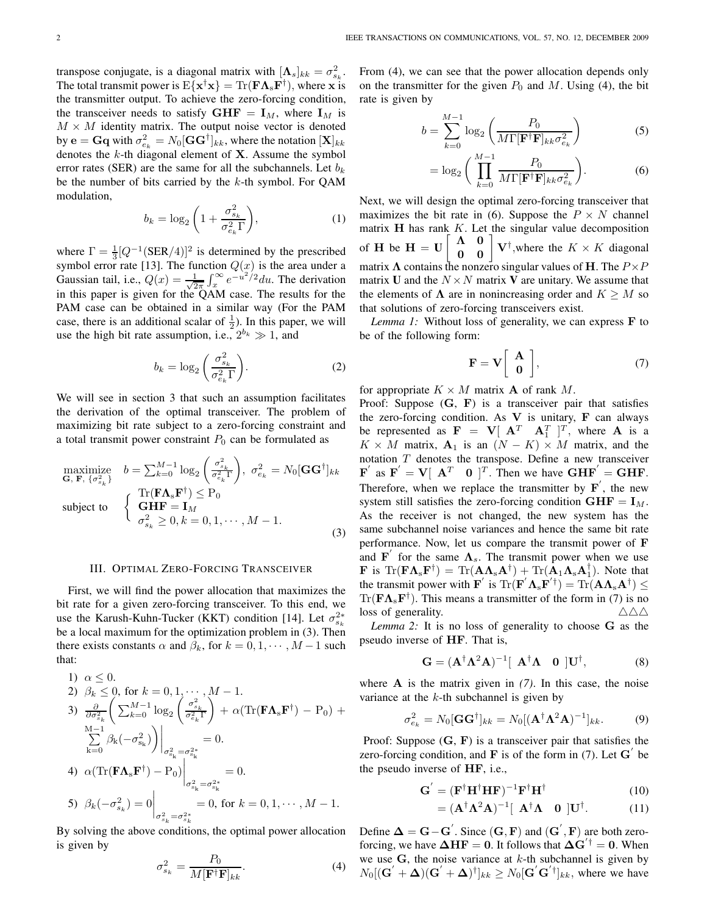transpose conjugate, is a diagonal matrix with $[\mathbf{\Lambda}_s]_{kk} = \sigma_{s_k}^2$. The total transmit power is $\mathrm{E}\{\mathbf{x}^\dagger \mathbf{x}\} = \mathrm{Tr}(\mathbf{F}\mathbf{\Lambda}_s\mathbf{F}^\dagger)$, where $\mathbf{x}$ is the transmitter output. To achieve the zero-forcing condition, the transceiver needs to satisfy $\mathbf{GHF} = \mathbf{I}_M$, where $\mathbf{I}_M$ is $M \times M$ identity matrix. The output noise vector is denoted by $\mathbf{e} = \mathbf{Gq}$ with $\sigma_{e_k}^2 = N_0[\mathbf{GG}^\dagger]_{kk}$, where the notation $[\mathbf{X}]_{kk}$ denotes the $k$-th diagonal element of $\mathbf{X}$. Assume the symbol error rates (SER) are the same for all the subchannels. Let $b_k$ be the number of bits carried by the $k$-th symbol. For QAM modulation,

$$b_k = \log_2\left(1 + \frac{\sigma_{s_k}^2}{\sigma_{e_k}^2 \Gamma}\right), \tag{1}$$

where $\Gamma = \frac{1}{3}[Q^{-1}(\mathrm{SER}/4)]^2$ is determined by the prescribed symbol error rate [13]. The function $Q(x)$ is the area under a Gaussian tail, i.e., $Q(x) = \frac{1}{\sqrt{2\pi}}\int_x^\infty e^{-u^2/2}du$. The derivation in this paper is given for the QAM case. The results for the PAM case can be obtained in a similar way (For the PAM case, there is an additional scalar of $\frac{1}{2}$). In this paper, we will use the high bit rate assumption, i.e., $2^{b_k} \gg 1$, and

$$b_k = \log_2\left(\frac{\sigma_{s_k}^2}{\sigma_{e_k}^2 \Gamma}\right). \tag{2}$$

We will see in section 3 that such an assumption facilitates the derivation of the optimal transceiver. The problem of maximizing bit rate subject to a zero-forcing constraint and a total transmit power constraint $P_0$ can be formulated as

$$\begin{aligned} \underset{\mathbf{G},\,\mathbf{F},\,\{\sigma_{s_k}^2\}}{\text{maximize}} \quad & b = \sum_{k=0}^{M-1}\log_2\left(\frac{\sigma_{s_k}^2}{\sigma_{e_k}^2\Gamma}\right),\ \sigma_{e_k}^2 = N_0[\mathbf{GG}^\dagger]_{kk} \\ \text{subject to} \quad & \begin{cases} \mathrm{Tr}(\mathbf{F}\mathbf{\Lambda}_s\mathbf{F}^\dagger) \le \mathrm{P}_0 \\ \mathbf{GHF} = \mathbf{I}_M \\ \sigma_{s_k}^2 \ge 0, k = 0, 1, \cdots, M-1. \end{cases} \end{aligned} \tag{3}$$

## III. Optimal Zero-Forcing Transceiver

First, we will find the power allocation that maximizes the bit rate for a given zero-forcing transceiver. To this end, we use the Karush-Kuhn-Tucker (KKT) condition [14]. Let $\sigma_{s_k}^{2*}$ be a local maximum for the optimization problem in (3). Then there exists constants $\alpha$ and $\beta_k$, for $k = 0, 1, \cdots, M-1$ such that:

1) $\alpha \le 0$.
2) $\beta_k \le 0$, for $k = 0, 1, \cdots, M-1$.
3) $\frac{\partial}{\partial \sigma_{s_k}^2}\left(\sum_{k=0}^{M-1}\log_2\left(\frac{\sigma_{s_k}^2}{\sigma_{e_k}^2\Gamma}\right) + \alpha(\mathrm{Tr}(\mathbf{F}\mathbf{\Lambda}_s\mathbf{F}^\dagger) - \mathrm{P}_0) + \sum_{\mathrm{k}=0}^{\mathrm{M}-1}\beta_{\mathrm{k}}(-\sigma_{\mathrm{s_k}}^2)\right)\Bigg|_{\sigma_{\mathrm{s_k}}^2 = \sigma_{\mathrm{s_k}}^{2*}} = 0.$
4) $\alpha(\mathrm{Tr}(\mathbf{F}\mathbf{\Lambda}_s\mathbf{F}^\dagger) - \mathrm{P}_0)\Big|_{\sigma_{\mathrm{s_k}}^2 = \sigma_{\mathrm{s_k}}^{2*}} = 0.$
5) $\beta_k(-\sigma_{s_k}^2) = 0\Big|_{\sigma_{s_k}^2 = \sigma_{s_k}^{2*}} = 0$, for $k = 0, 1, \cdots, M-1$.

By solving the above conditions, the optimal power allocation is given by

$$\sigma_{s_k}^2 = \frac{P_0}{M[\mathbf{F}^\dagger\mathbf{F}]_{kk}}. \tag{4}$$

From (4), we can see that the power allocation depends only on the transmitter for the given $P_0$ and $M$. Using (4), the bit rate is given by

$$b = \sum_{k=0}^{M-1}\log_2\left(\frac{P_0}{M\Gamma[\mathbf{F}^\dagger\mathbf{F}]_{kk}\sigma_{e_k}^2}\right) \tag{5}$$

$$= \log_2\left(\prod_{k=0}^{M-1}\frac{P_0}{M\Gamma[\mathbf{F}^\dagger\mathbf{F}]_{kk}\sigma_{e_k}^2}\right). \tag{6}$$

Next, we will design the optimal zero-forcing transceiver that maximizes the bit rate in (6). Suppose the $P \times N$ channel matrix $\mathbf{H}$ has rank $K$. Let the singular value decomposition of $\mathbf{H}$ be $\mathbf{H} = \mathbf{U}\begin{bmatrix} \mathbf{\Lambda} & \mathbf{0} \\ \mathbf{0} & \mathbf{0} \end{bmatrix}\mathbf{V}^\dagger$, where the $K \times K$ diagonal matrix $\mathbf{\Lambda}$ contains the nonzero singular values of $\mathbf{H}$. The $P \times P$ matrix $\mathbf{U}$ and the $N \times N$ matrix $\mathbf{V}$ are unitary. We assume that the elements of $\mathbf{\Lambda}$ are in nonincreasing order and $K \ge M$ so that solutions of zero-forcing transceivers exist.

*Lemma 1:* Without loss of generality, we can express $\mathbf{F}$ to be of the following form:

$$\mathbf{F} = \mathbf{V}\begin{bmatrix} \mathbf{A} \\ \mathbf{0} \end{bmatrix}, \tag{7}$$

for appropriate $K \times M$ matrix $\mathbf{A}$ of rank $M$.

Proof: Suppose $(\mathbf{G}, \mathbf{F})$ is a transceiver pair that satisfies the zero-forcing condition. As $\mathbf{V}$ is unitary, $\mathbf{F}$ can always be represented as $\mathbf{F} = \mathbf{V}[\ \mathbf{A}^T \quad \mathbf{A}_1^T\ ]^T$, where $\mathbf{A}$ is a $K \times M$ matrix, $\mathbf{A}_1$ is an $(N-K) \times M$ matrix, and the notation $T$ denotes the transpose. Define a new transceiver $\mathbf{F}'$ as $\mathbf{F}' = \mathbf{V}[\ \mathbf{A}^T \quad \mathbf{0}\ ]^T$. Then we have $\mathbf{GHF}' = \mathbf{GHF}$. Therefore, when we replace the transmitter by $\mathbf{F}'$, the new system still satisfies the zero-forcing condition $\mathbf{GHF} = \mathbf{I}_M$. As the receiver is not changed, the new system has the same subchannel noise variances and hence the same bit rate performance. Now, let us compare the transmit power of $\mathbf{F}$ and $\mathbf{F}'$ for the same $\mathbf{\Lambda}_s$. The transmit power when we use $\mathbf{F}$ is $\mathrm{Tr}(\mathbf{F}\mathbf{\Lambda}_s\mathbf{F}^\dagger) = \mathrm{Tr}(\mathbf{A}\mathbf{\Lambda}_s\mathbf{A}^\dagger) + \mathrm{Tr}(\mathbf{A}_1\mathbf{\Lambda}_s\mathbf{A}_1^\dagger)$. Note that the transmit power with $\mathbf{F}'$ is $\mathrm{Tr}(\mathbf{F}'\mathbf{\Lambda}_s\mathbf{F}'^\dagger) = \mathrm{Tr}(\mathbf{A}\mathbf{\Lambda}_s\mathbf{A}^\dagger) \le \mathrm{Tr}(\mathbf{F}\mathbf{\Lambda}_s\mathbf{F}^\dagger)$. This means a transmitter of the form in (7) is no loss of generality. △△△

*Lemma 2:* It is no loss of generality to choose $\mathbf{G}$ as the pseudo inverse of $\mathbf{HF}$. That is,

$$\mathbf{G} = (\mathbf{A}^\dagger\mathbf{\Lambda}^2\mathbf{A})^{-1}[\ \mathbf{A}^\dagger\mathbf{\Lambda} \quad \mathbf{0}\ ]\mathbf{U}^\dagger, \tag{8}$$

where $\mathbf{A}$ is the matrix given in *(7)*. In this case, the noise variance at the $k$-th subchannel is given by

$$\sigma_{e_k}^2 = N_0[\mathbf{GG}^\dagger]_{kk} = N_0[(\mathbf{A}^\dagger\mathbf{\Lambda}^2\mathbf{A})^{-1}]_{kk}. \tag{9}$$

Proof: Suppose $(\mathbf{G}, \mathbf{F})$ is a transceiver pair that satisfies the zero-forcing condition, and $\mathbf{F}$ is of the form in (7). Let $\mathbf{G}'$ be the pseudo inverse of $\mathbf{HF}$, i.e.,

$$\mathbf{G}' = (\mathbf{F}^\dagger\mathbf{H}^\dagger\mathbf{HF})^{-1}\mathbf{F}^\dagger\mathbf{H}^\dagger \tag{10}$$

$$= (\mathbf{A}^\dagger\mathbf{\Lambda}^2\mathbf{A})^{-1}[\ \mathbf{A}^\dagger\mathbf{\Lambda} \quad \mathbf{0}\ ]\mathbf{U}^\dagger. \tag{11}$$

Define $\mathbf{\Delta} = \mathbf{G} - \mathbf{G}'$. Since $(\mathbf{G}, \mathbf{F})$ and $(\mathbf{G}', \mathbf{F})$ are both zero-forcing, we have $\mathbf{\Delta HF} = \mathbf{0}$. It follows that $\mathbf{\Delta G}'^\dagger = \mathbf{0}$. When we use $\mathbf{G}$, the noise variance at $k$-th subchannel is given by $N_0[(\mathbf{G}' + \mathbf{\Delta})(\mathbf{G}' + \mathbf{\Delta})^\dagger]_{kk} \ge N_0[\mathbf{G}'\mathbf{G}'^\dagger]_{kk}$, where we have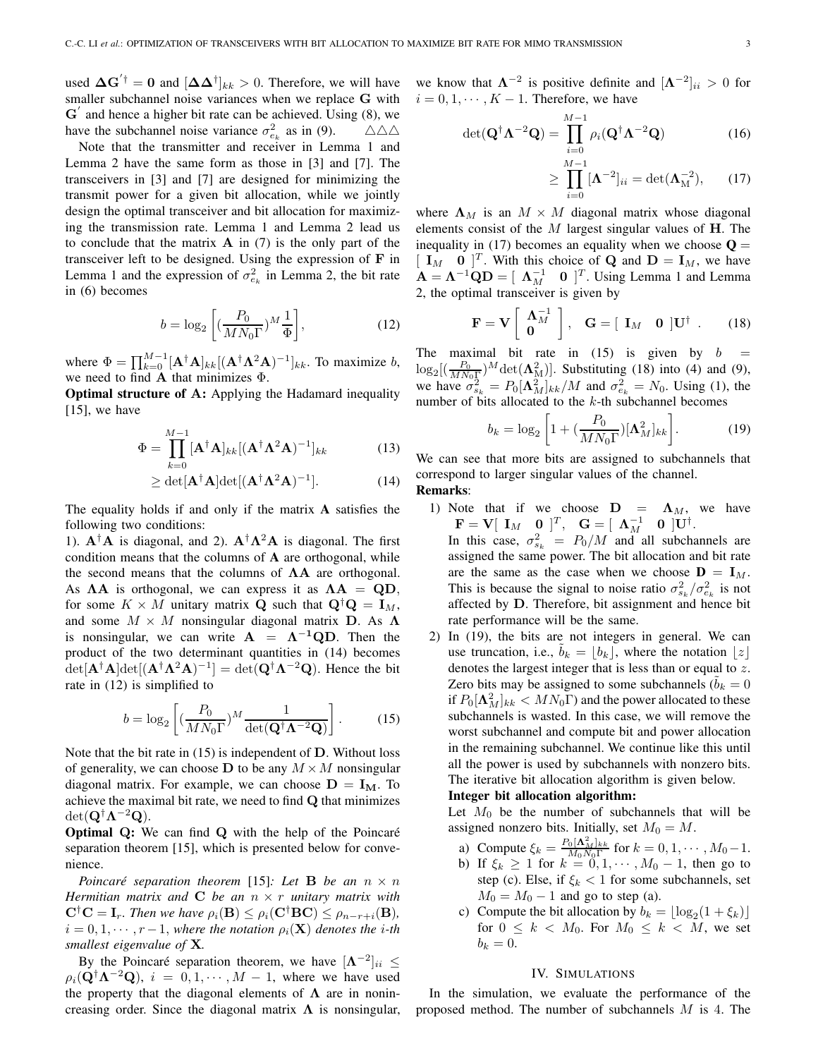used $\mathbf{\Delta G}'^{\dagger} = \mathbf{0}$ and $[\mathbf{\Delta\Delta}^{\dagger}]_{kk} > 0$. Therefore, we will have smaller subchannel noise variances when we replace $\mathbf{G}$ with $\mathbf{G}'$ and hence a higher bit rate can be achieved. Using (8), we have the subchannel noise variance $\sigma^2_{e_k}$ as in (9). △△△

Note that the transmitter and receiver in Lemma 1 and Lemma 2 have the same form as those in [3] and [7]. The transceivers in [3] and [7] are designed for minimizing the transmit power for a given bit allocation, while we jointly design the optimal transceiver and bit allocation for maximizing the transmission rate. Lemma 1 and Lemma 2 lead us to conclude that the matrix $\mathbf{A}$ in (7) is the only part of the transceiver left to be designed. Using the expression of $\mathbf{F}$ in Lemma 1 and the expression of $\sigma^2_{e_k}$ in Lemma 2, the bit rate in (6) becomes

$$b = \log_2\left[(\frac{P_0}{MN_0\Gamma})^M\frac{1}{\Phi}\right], \tag{12}$$

where $\Phi = \prod_{k=0}^{M-1}[\mathbf{A}^{\dagger}\mathbf{A}]_{kk}[(\mathbf{A}^{\dagger}\mathbf{\Lambda}^2\mathbf{A})^{-1}]_{kk}$. To maximize $b$, we need to find $\mathbf{A}$ that minimizes $\Phi$.

**Optimal structure of A:** Applying the Hadamard inequality [15], we have

$$\Phi = \prod_{k=0}^{M-1}[\mathbf{A}^{\dagger}\mathbf{A}]_{kk}[(\mathbf{A}^{\dagger}\mathbf{\Lambda}^2\mathbf{A})^{-1}]_{kk} \tag{13}$$

$$\geq \det[\mathbf{A}^{\dagger}\mathbf{A}]\det[(\mathbf{A}^{\dagger}\mathbf{\Lambda}^2\mathbf{A})^{-1}]. \tag{14}$$

The equality holds if and only if the matrix $\mathbf{A}$ satisfies the following two conditions:
1). $\mathbf{A}^{\dagger}\mathbf{A}$ is diagonal, and 2). $\mathbf{A}^{\dagger}\mathbf{\Lambda}^2\mathbf{A}$ is diagonal. The first condition means that the columns of $\mathbf{A}$ are orthogonal, while the second means that the columns of $\mathbf{\Lambda A}$ are orthogonal. As $\mathbf{\Lambda A}$ is orthogonal, we can express it as $\mathbf{\Lambda A} = \mathbf{QD}$, for some $K \times M$ unitary matrix $\mathbf{Q}$ such that $\mathbf{Q}^{\dagger}\mathbf{Q} = \mathbf{I}_M$, and some $M \times M$ nonsingular diagonal matrix $\mathbf{D}$. As $\mathbf{\Lambda}$ is nonsingular, we can write $\mathbf{A} = \mathbf{\Lambda^{-1}QD}$. Then the product of the two determinant quantities in (14) becomes $\det[\mathbf{A}^{\dagger}\mathbf{A}]\det[(\mathbf{A}^{\dagger}\mathbf{\Lambda}^2\mathbf{A})^{-1}] = \det(\mathbf{Q}^{\dagger}\mathbf{\Lambda}^{-2}\mathbf{Q})$. Hence the bit rate in (12) is simplified to

$$b = \log_2\left[(\frac{P_0}{MN_0\Gamma})^M\frac{1}{\det(\mathbf{Q}^{\dagger}\mathbf{\Lambda}^{-2}\mathbf{Q})}\right]. \tag{15}$$

Note that the bit rate in (15) is independent of $\mathbf{D}$. Without loss of generality, we can choose $\mathbf{D}$ to be any $M \times M$ nonsingular diagonal matrix. For example, we can choose $\mathbf{D} = \mathbf{I_M}$. To achieve the maximal bit rate, we need to find $\mathbf{Q}$ that minimizes $\det(\mathbf{Q}^{\dagger}\mathbf{\Lambda}^{-2}\mathbf{Q})$.

**Optimal Q:** We can find $\mathbf{Q}$ with the help of the Poincaré separation theorem [15], which is presented below for convenience.

*Poincaré separation theorem* [15]*: Let $\mathbf{B}$ be an $n \times n$ Hermitian matrix and $\mathbf{C}$ be an $n \times r$ unitary matrix with $\mathbf{C}^{\dagger}\mathbf{C} = \mathbf{I}_r$. Then we have $\rho_i(\mathbf{B}) \leq \rho_i(\mathbf{C}^{\dagger}\mathbf{BC}) \leq \rho_{n-r+i}(\mathbf{B})$, $i = 0, 1, \cdots, r-1$, where the notation $\rho_i(\mathbf{X})$ denotes the $i$-th smallest eigenvalue of $\mathbf{X}$.*

By the Poincaré separation theorem, we have $[\mathbf{\Lambda}^{-2}]_{ii} \leq \rho_i(\mathbf{Q}^{\dagger}\mathbf{\Lambda}^{-2}\mathbf{Q})$, $i = 0, 1, \cdots, M-1$, where we have used the property that the diagonal elements of $\mathbf{\Lambda}$ are in nonincreasing order. Since the diagonal matrix $\mathbf{\Lambda}$ is nonsingular, we know that $\mathbf{\Lambda}^{-2}$ is positive definite and $[\mathbf{\Lambda}^{-2}]_{ii} > 0$ for $i = 0, 1, \cdots, K-1$. Therefore, we have

$$\det(\mathbf{Q}^{\dagger}\mathbf{\Lambda}^{-2}\mathbf{Q}) = \prod_{i=0}^{M-1}\rho_i(\mathbf{Q}^{\dagger}\mathbf{\Lambda}^{-2}\mathbf{Q}) \tag{16}$$

$$\geq \prod_{i=0}^{M-1}[\mathbf{\Lambda}^{-2}]_{ii} = \det(\mathbf{\Lambda}_{\mathrm{M}}^{-2}), \tag{17}$$

where $\mathbf{\Lambda}_M$ is an $M \times M$ diagonal matrix whose diagonal elements consist of the $M$ largest singular values of $\mathbf{H}$. The inequality in (17) becomes an equality when we choose $\mathbf{Q} = [\ \mathbf{I}_M \quad \mathbf{0}\ ]^T$. With this choice of $\mathbf{Q}$ and $\mathbf{D} = \mathbf{I}_M$, we have $\mathbf{A} = \mathbf{\Lambda}^{-1}\mathbf{QD} = [\ \mathbf{\Lambda}_M^{-1} \quad \mathbf{0}\ ]^T$. Using Lemma 1 and Lemma 2, the optimal transceiver is given by

$$\mathbf{F} = \mathbf{V}\left[\begin{array}{c}\mathbf{\Lambda}_M^{-1}\\ \mathbf{0}\end{array}\right], \quad \mathbf{G} = [\ \mathbf{I}_M \quad \mathbf{0}\ ]\mathbf{U}^{\dagger}. \tag{18}$$

The maximal bit rate in (15) is given by $b = \log_2[(\frac{P_0}{MN_0\Gamma})^M\det(\mathbf{\Lambda}^2_{\mathrm{M}})]$. Substituting (18) into (4) and (9), we have $\sigma^2_{s_k} = P_0[\mathbf{\Lambda}^2_M]_{kk}/M$ and $\sigma^2_{e_k} = N_0$. Using (1), the number of bits allocated to the $k$-th subchannel becomes

$$b_k = \log_2\left[1 + (\frac{P_0}{MN_0\Gamma})[\mathbf{\Lambda}^2_M]_{kk}\right]. \tag{19}$$

We can see that more bits are assigned to subchannels that correspond to larger singular values of the channel.

**Remarks**:

1) Note that if we choose $\mathbf{D} = \mathbf{\Lambda}_M$, we have $\mathbf{F} = \mathbf{V}[\ \mathbf{I}_M \quad \mathbf{0}\ ]^T$, $\mathbf{G} = [\ \mathbf{\Lambda}_M^{-1} \quad \mathbf{0}\ ]\mathbf{U}^{\dagger}$.
In this case, $\sigma^2_{s_k} = P_0/M$ and all subchannels are assigned the same power. The bit allocation and bit rate are the same as the case when we choose $\mathbf{D} = \mathbf{I}_M$. This is because the signal to noise ratio $\sigma^2_{s_k}/\sigma^2_{e_k}$ is not affected by $\mathbf{D}$. Therefore, bit assignment and hence bit rate performance will be the same.

2) In (19), the bits are not integers in general. We can use truncation, i.e., $\tilde{b}_k = \lfloor b_k \rfloor$, where the notation $\lfloor z \rfloor$ denotes the largest integer that is less than or equal to $z$. Zero bits may be assigned to some subchannels ($\tilde{b}_k = 0$ if $P_0[\mathbf{\Lambda}^2_M]_{kk} < MN_0\Gamma$) and the power allocated to these subchannels is wasted. In this case, we will remove the worst subchannel and compute bit and power allocation in the remaining subchannel. We continue like this until all the power is used by subchannels with nonzero bits. The iterative bit allocation algorithm is given below.

**Integer bit allocation algorithm:**

Let $M_0$ be the number of subchannels that will be assigned nonzero bits. Initially, set $M_0 = M$.

a) Compute $\xi_k = \frac{P_0[\mathbf{\Lambda}^2_M]_{kk}}{M_0N_0\Gamma}$ for $k = 0, 1, \cdots, M_0-1$.

b) If $\xi_k \geq 1$ for $k = 0, 1, \cdots, M_0 - 1$, then go to step (c). Else, if $\xi_k < 1$ for some subchannels, set $M_0 = M_0 - 1$ and go to step (a).

c) Compute the bit allocation by $b_k = \lfloor \log_2(1 + \xi_k) \rfloor$ for $0 \leq k < M_0$. For $M_0 \leq k < M$, we set $b_k = 0$.

## IV. Simulations

In the simulation, we evaluate the performance of the proposed method. The number of subchannels $M$ is 4. The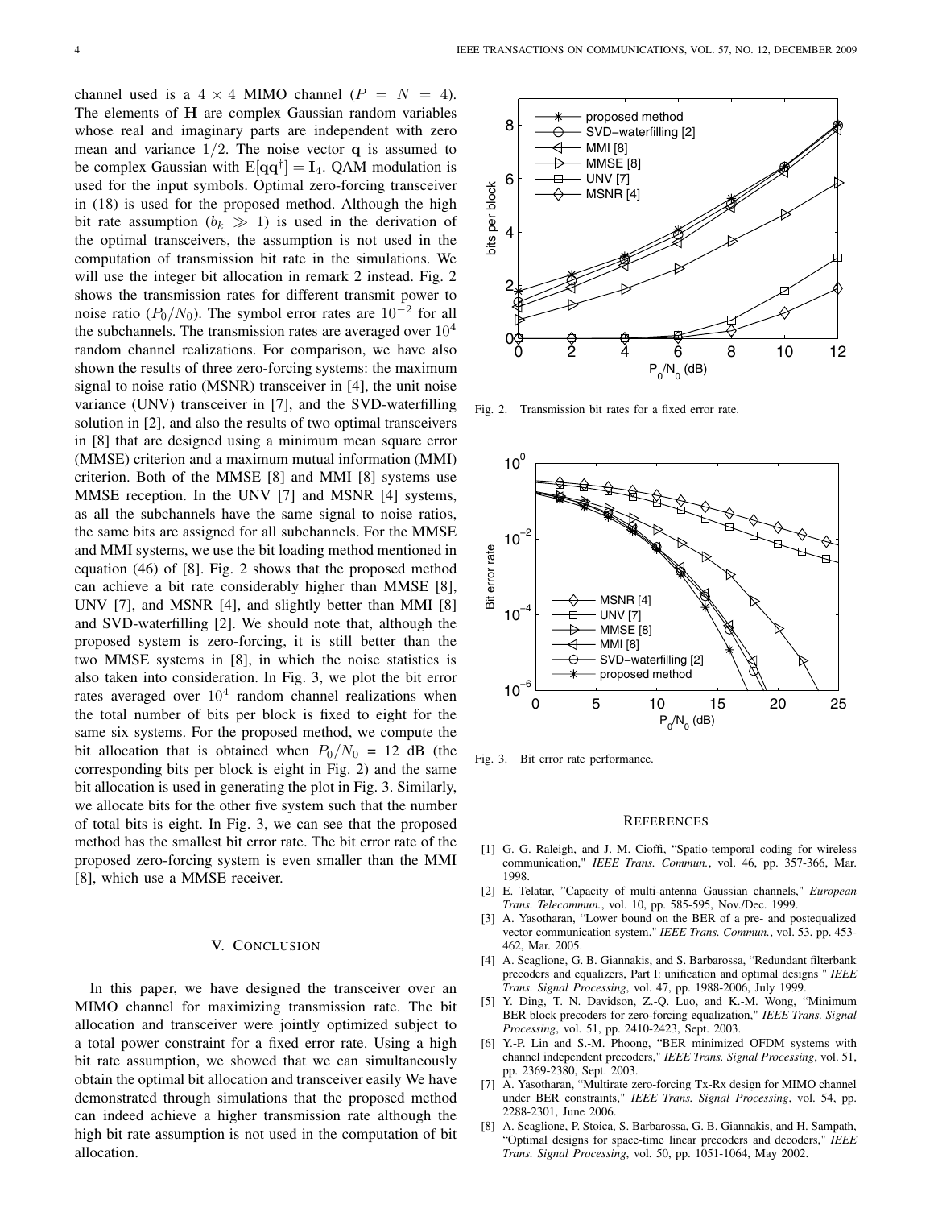channel used is a $4 \times 4$ MIMO channel ($P = N = 4$). The elements of $\mathbf{H}$ are complex Gaussian random variables whose real and imaginary parts are independent with zero mean and variance $1/2$. The noise vector $\mathbf{q}$ is assumed to be complex Gaussian with $\mathrm{E}[\mathbf{q}\mathbf{q}^\dagger] = \mathbf{I}_4$. QAM modulation is used for the input symbols. Optimal zero-forcing transceiver in (18) is used for the proposed method. Although the high bit rate assumption ($b_k \gg 1$) is used in the derivation of the optimal transceivers, the assumption is not used in the computation of transmission bit rate in the simulations. We will use the integer bit allocation in remark 2 instead. Fig. 2 shows the transmission rates for different transmit power to noise ratio ($P_0/N_0$). The symbol error rates are $10^{-2}$ for all the subchannels. The transmission rates are averaged over $10^4$ random channel realizations. For comparison, we have also shown the results of three zero-forcing systems: the maximum signal to noise ratio (MSNR) transceiver in [4], the unit noise variance (UNV) transceiver in [7], and the SVD-waterfilling solution in [2], and also the results of two optimal transceivers in [8] that are designed using a minimum mean square error (MMSE) criterion and a maximum mutual information (MMI) criterion. Both of the MMSE [8] and MMI [8] systems use MMSE reception. In the UNV [7] and MSNR [4] systems, as all the subchannels have the same signal to noise ratios, the same bits are assigned for all subchannels. For the MMSE and MMI systems, we use the bit loading method mentioned in equation (46) of [8]. Fig. 2 shows that the proposed method can achieve a bit rate considerably higher than MMSE [8], UNV [7], and MSNR [4], and slightly better than MMI [8] and SVD-waterfilling [2]. We should note that, although the proposed system is zero-forcing, it is still better than the two MMSE systems in [8], in which the noise statistics is also taken into consideration. In Fig. 3, we plot the bit error rates averaged over $10^4$ random channel realizations when the total number of bits per block is fixed to eight for the same six systems. For the proposed method, we compute the bit allocation that is obtained when $P_0/N_0$ = 12 dB (the corresponding bits per block is eight in Fig. 2) and the same bit allocation is used in generating the plot in Fig. 3. Similarly, we allocate bits for the other five system such that the number of total bits is eight. In Fig. 3, we can see that the proposed method has the smallest bit error rate. The bit error rate of the proposed zero-forcing system is even smaller than the MMI [8], which use a MMSE receiver.

Fig. 2. Transmission bit rates for a fixed error rate.

Fig. 3. Bit error rate performance.

## V. Conclusion

In this paper, we have designed the transceiver over an MIMO channel for maximizing transmission rate. The bit allocation and transceiver were jointly optimized subject to a total power constraint for a fixed error rate. Using a high bit rate assumption, we showed that we can simultaneously obtain the optimal bit allocation and transceiver easily We have demonstrated through simulations that the proposed method can indeed achieve a higher transmission rate although the high bit rate assumption is not used in the computation of bit allocation.

## References

[1] G. G. Raleigh, and J. M. Cioffi, "Spatio-temporal coding for wireless communication," *IEEE Trans. Commun.*, vol. 46, pp. 357-366, Mar. 1998.

[2] E. Telatar, "Capacity of multi-antenna Gaussian channels," *European Trans. Telecommun.*, vol. 10, pp. 585-595, Nov./Dec. 1999.

[3] A. Yasotharan, "Lower bound on the BER of a pre- and postequalized vector communication system," *IEEE Trans. Commun.*, vol. 53, pp. 453-462, Mar. 2005.

[4] A. Scaglione, G. B. Giannakis, and S. Barbarossa, "Redundant filterbank precoders and equalizers, Part I: unification and optimal designs " *IEEE Trans. Signal Processing*, vol. 47, pp. 1988-2006, July 1999.

[5] Y. Ding, T. N. Davidson, Z.-Q. Luo, and K.-M. Wong, "Minimum BER block precoders for zero-forcing equalization," *IEEE Trans. Signal Processing*, vol. 51, pp. 2410-2423, Sept. 2003.

[6] Y.-P. Lin and S.-M. Phoong, "BER minimized OFDM systems with channel independent precoders," *IEEE Trans. Signal Processing*, vol. 51, pp. 2369-2380, Sept. 2003.

[7] A. Yasotharan, "Multirate zero-forcing Tx-Rx design for MIMO channel under BER constraints," *IEEE Trans. Signal Processing*, vol. 54, pp. 2288-2301, June 2006.

[8] A. Scaglione, P. Stoica, S. Barbarossa, G. B. Giannakis, and H. Sampath, "Optimal designs for space-time linear precoders and decoders," *IEEE Trans. Signal Processing*, vol. 50, pp. 1051-1064, May 2002.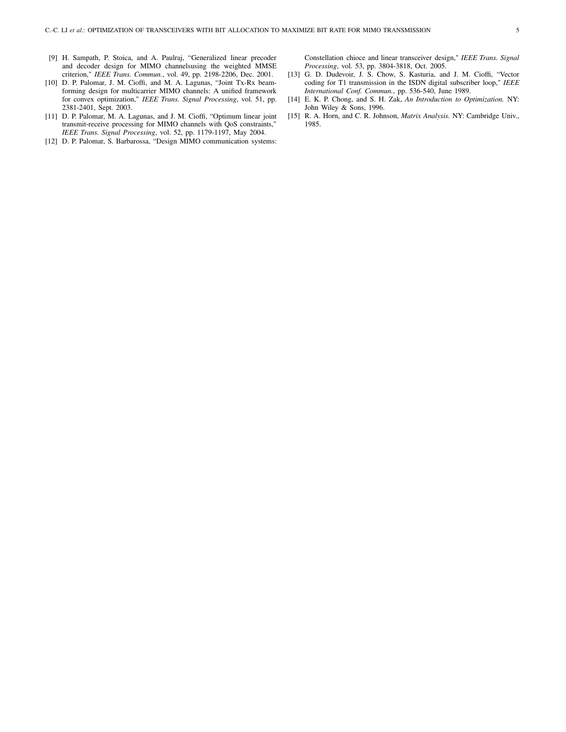[9] H. Sampath, P. Stoica, and A. Paulraj, "Generalized linear precoder and decoder design for MIMO channelsusing the weighted MMSE criterion," *IEEE Trans. Commun.*, vol. 49, pp. 2198-2206, Dec. 2001.

[10] D. P. Palomar, J. M. Cioffi, and M. A. Lagunas, "Joint Tx-Rx beamforming design for multicarrier MIMO channels: A unified framework for convex optimization," *IEEE Trans. Signal Processing*, vol. 51, pp. 2381-2401, Sept. 2003.

[11] D. P. Palomar, M. A. Lagunas, and J. M. Cioffi, "Optimum linear joint transmit-receive processing for MIMO channels with QoS constraints," *IEEE Trans. Signal Processing*, vol. 52, pp. 1179-1197, May 2004.

[12] D. P. Palomar, S. Barbarossa, "Design MIMO communication systems: Constellation chioce and linear transceiver design," *IEEE Trans. Signal Processing*, vol. 53, pp. 3804-3818, Oct. 2005.

[13] G. D. Dudevoir, J. S. Chow, S. Kasturia, and J. M. Cioffi, "Vector coding for T1 transmission in the ISDN digital subscriber loop," *IEEE International Conf. Commun.*, pp. 536-540, June 1989.

[14] E. K. P. Chong, and S. H. Zak, *An Introduction to Optimization.* NY: John Wiley & Sons, 1996.

[15] R. A. Horn, and C. R. Johnson, *Matrix Analysis.* NY: Cambridge Univ., 1985.